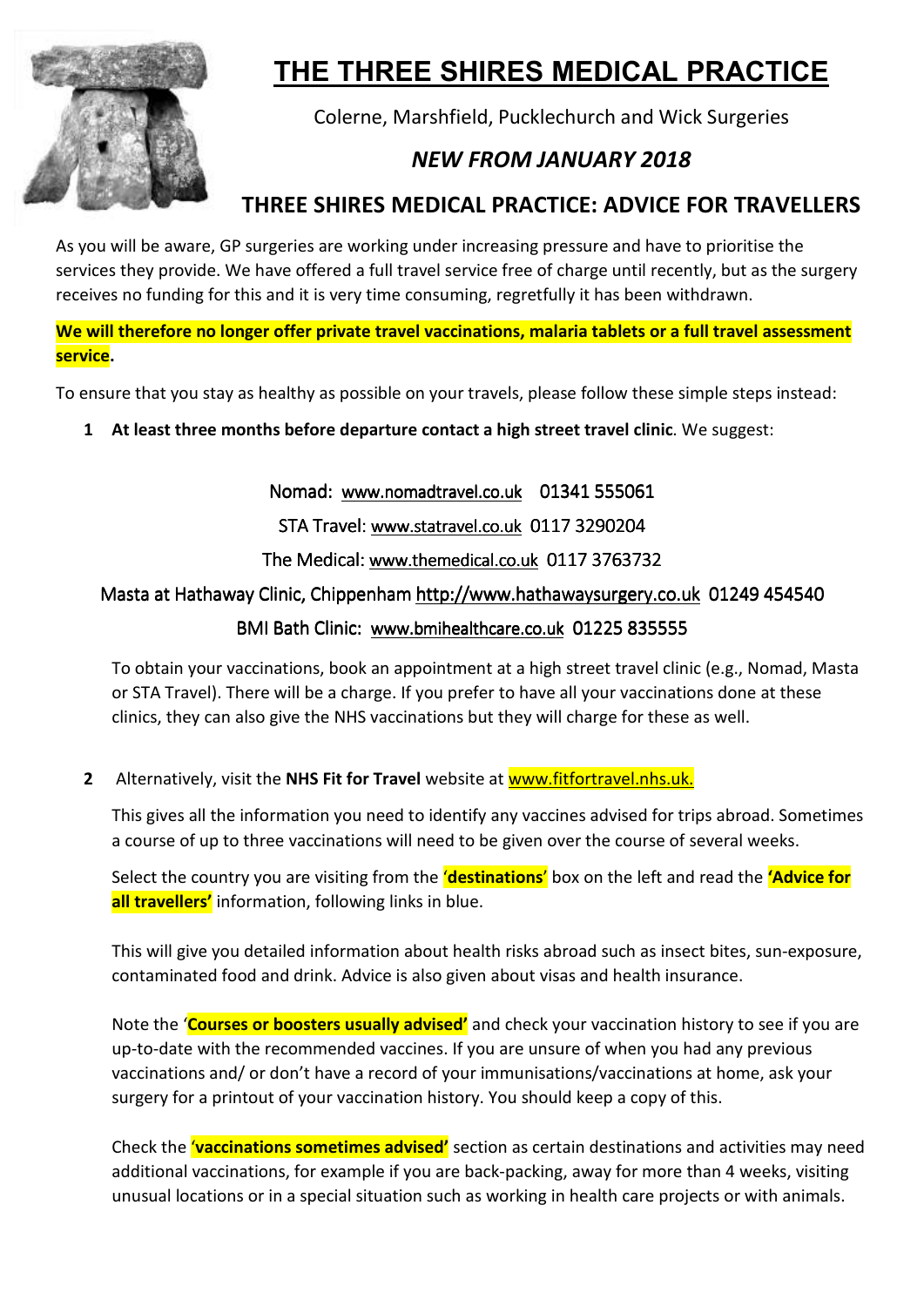# THE THREE SHIRES MEDICAL PRACTICE

Colerne, Marshfield, Pucklechurch and Wick Surgeries

*NEW FROM JANUARY 2018*

## THREE SHIRES MEDICAL PRACTICE: ADVICE FOR TRAVELLERS

As you will be aware, GP surgeries are working under increasing pressure and have to prioritise the services they provide. We have offered a full travel service free of charge until recently, but as the surgery receives no funding for this and it is very time consuming, regretfully it has been withdrawn.

**We will therefore no longer offer private travel vaccinations, malaria tablets or a full travel assessment service.**

To ensure that you stay as healthy as possible on your travels, please follow these simple steps instead:

1. **At least three months before departure contact a high street travel clinic**. We suggest:

   Nomad: www.nomadtravel.co.uk 01341 555061

   STA Travel: www.statravel.co.uk 0117 3290204

   The Medical: www.themedical.co.uk 0117 3763732

   Masta at Hathaway Clinic, Chippenham http://www.hathawaysurgery.co.uk 01249 454540

   BMI Bath Clinic: www.bmihealthcare.co.uk 01225 835555

   To obtain your vaccinations, book an appointment at a high street travel clinic (e.g., Nomad, Masta or STA Travel). There will be a charge. If you prefer to have all your vaccinations done at these clinics, they can also give the NHS vaccinations but they will charge for these as well.

2. Alternatively, visit the **NHS Fit for Travel** website at www.fitfortravel.nhs.uk.

   This gives all the information you need to identify any vaccines advised for trips abroad. Sometimes a course of up to three vaccinations will need to be given over the course of several weeks.

   Select the country you are visiting from the '**destinations**' box on the left and read the **'Advice for all travellers'** information, following links in blue.

   This will give you detailed information about health risks abroad such as insect bites, sun-exposure, contaminated food and drink. Advice is also given about visas and health insurance.

   Note the '**Courses or boosters usually advised'** and check your vaccination history to see if you are up-to-date with the recommended vaccines. If you are unsure of when you had any previous vaccinations and/ or don't have a record of your immunisations/vaccinations at home, ask your surgery for a printout of your vaccination history. You should keep a copy of this.

   Check the **'vaccinations sometimes advised'** section as certain destinations and activities may need additional vaccinations, for example if you are back-packing, away for more than 4 weeks, visiting unusual locations or in a special situation such as working in health care projects or with animals.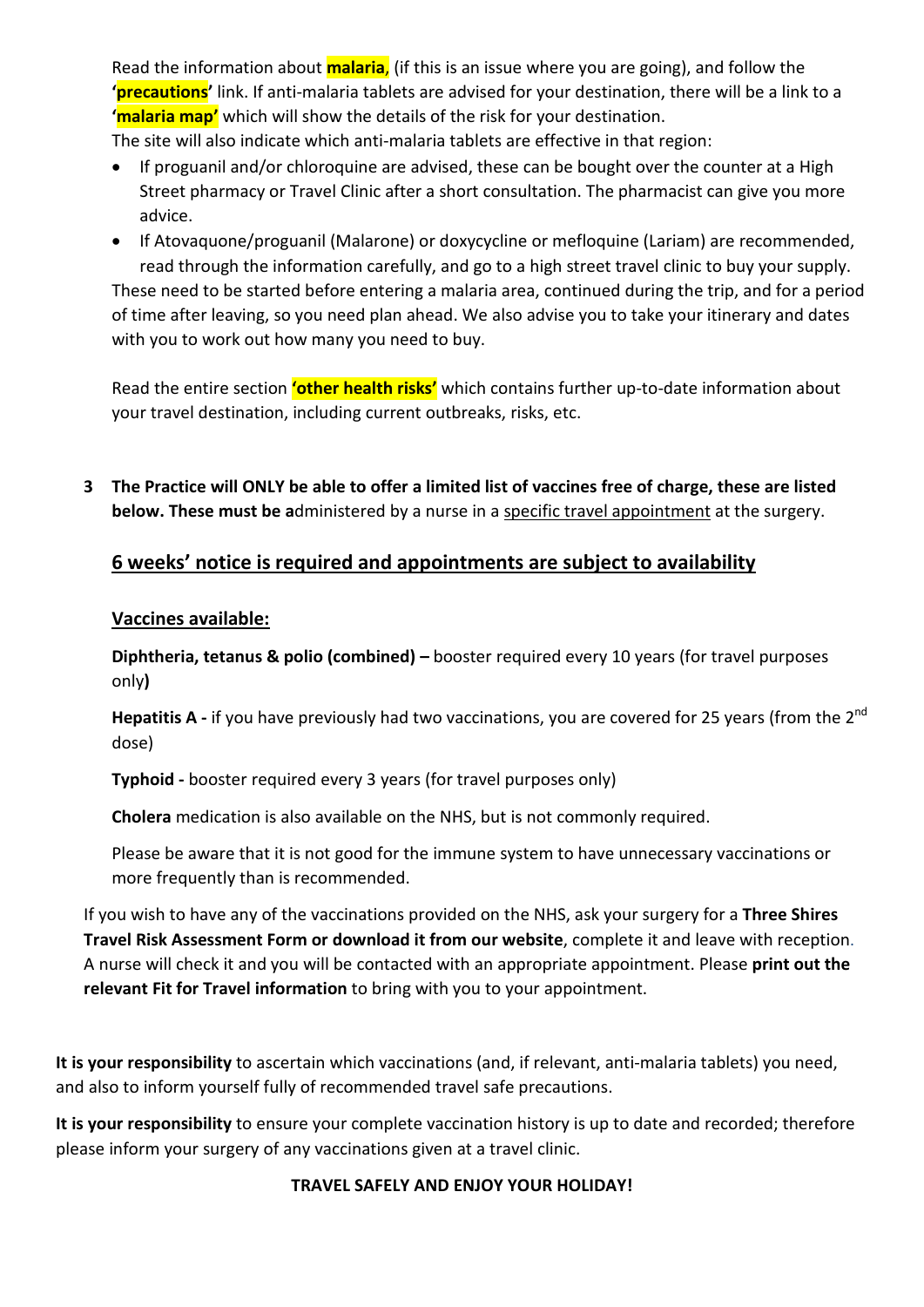Read the information about **malaria**, (if this is an issue where you are going), and follow the **'precautions'** link. If anti-malaria tablets are advised for your destination, there will be a link to a **'malaria map'** which will show the details of the risk for your destination.
The site will also indicate which anti-malaria tablets are effective in that region:

- If proguanil and/or chloroquine are advised, these can be bought over the counter at a High Street pharmacy or Travel Clinic after a short consultation. The pharmacist can give you more advice.
- If Atovaquone/proguanil (Malarone) or doxycycline or mefloquine (Lariam) are recommended, read through the information carefully, and go to a high street travel clinic to buy your supply.

These need to be started before entering a malaria area, continued during the trip, and for a period of time after leaving, so you need plan ahead. We also advise you to take your itinerary and dates with you to work out how many you need to buy.

Read the entire section **'other health risks'** which contains further up-to-date information about your travel destination, including current outbreaks, risks, etc.

**3 The Practice will ONLY be able to offer a limited list of vaccines free of charge, these are listed below. These must be a**dministered by a nurse in a <u>specific travel appointment</u> at the surgery.

## <u>6 weeks' notice is required and appointments are subject to availability</u>

### <u>Vaccines available:</u>

**Diphtheria, tetanus & polio (combined) –** booster required every 10 years (for travel purposes only**)**

**Hepatitis A -** if you have previously had two vaccinations, you are covered for 25 years (from the 2nd dose)

**Typhoid -** booster required every 3 years (for travel purposes only)

**Cholera** medication is also available on the NHS, but is not commonly required.

Please be aware that it is not good for the immune system to have unnecessary vaccinations or more frequently than is recommended.

If you wish to have any of the vaccinations provided on the NHS, ask your surgery for a **Three Shires Travel Risk Assessment Form or download it from our website**, complete it and leave with reception. A nurse will check it and you will be contacted with an appropriate appointment. Please **print out the relevant Fit for Travel information** to bring with you to your appointment.

**It is your responsibility** to ascertain which vaccinations (and, if relevant, anti-malaria tablets) you need, and also to inform yourself fully of recommended travel safe precautions.

**It is your responsibility** to ensure your complete vaccination history is up to date and recorded; therefore please inform your surgery of any vaccinations given at a travel clinic.

**TRAVEL SAFELY AND ENJOY YOUR HOLIDAY!**